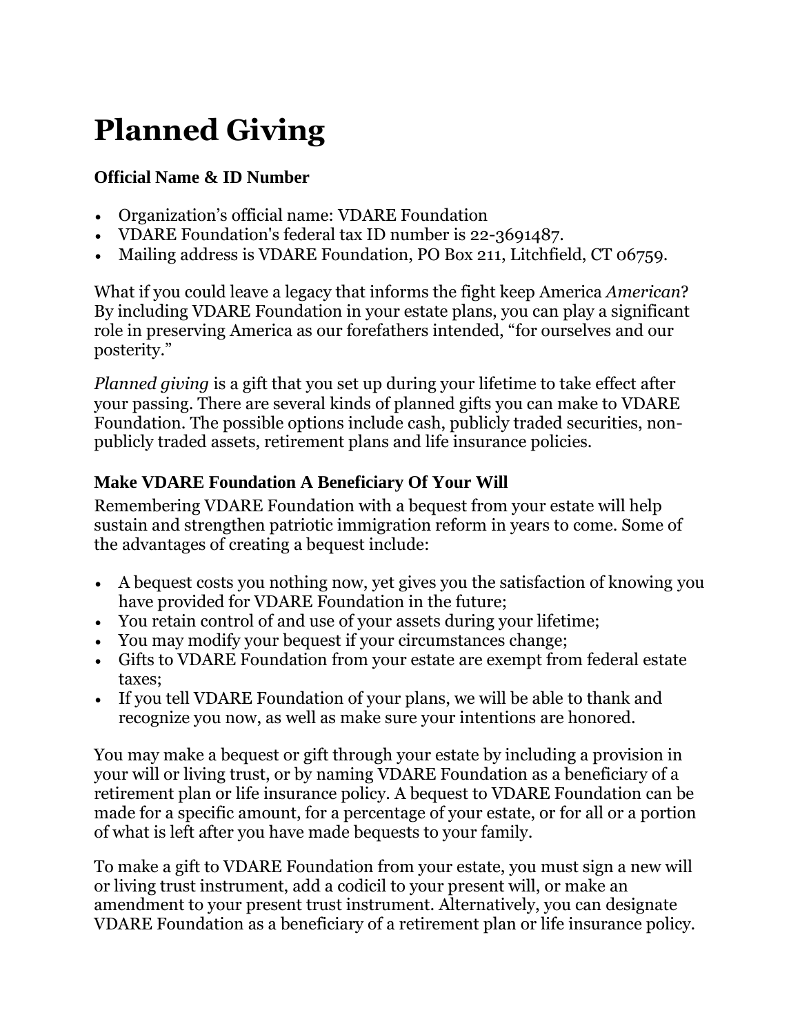# Planned Giving

**Official Name & ID Number**

- Organization's official name: VDARE Foundation
- VDARE Foundation's federal tax ID number is 22-3691487.
- Mailing address is VDARE Foundation, PO Box 211, Litchfield, CT 06759.

What if you could leave a legacy that informs the fight keep America *American*? By including VDARE Foundation in your estate plans, you can play a significant role in preserving America as our forefathers intended, "for ourselves and our posterity."

*Planned giving* is a gift that you set up during your lifetime to take effect after your passing. There are several kinds of planned gifts you can make to VDARE Foundation. The possible options include cash, publicly traded securities, non-publicly traded assets, retirement plans and life insurance policies.

**Make VDARE Foundation A Beneficiary Of Your Will**

Remembering VDARE Foundation with a bequest from your estate will help sustain and strengthen patriotic immigration reform in years to come. Some of the advantages of creating a bequest include:

- A bequest costs you nothing now, yet gives you the satisfaction of knowing you have provided for VDARE Foundation in the future;
- You retain control of and use of your assets during your lifetime;
- You may modify your bequest if your circumstances change;
- Gifts to VDARE Foundation from your estate are exempt from federal estate taxes;
- If you tell VDARE Foundation of your plans, we will be able to thank and recognize you now, as well as make sure your intentions are honored.

You may make a bequest or gift through your estate by including a provision in your will or living trust, or by naming VDARE Foundation as a beneficiary of a retirement plan or life insurance policy. A bequest to VDARE Foundation can be made for a specific amount, for a percentage of your estate, or for all or a portion of what is left after you have made bequests to your family.

To make a gift to VDARE Foundation from your estate, you must sign a new will or living trust instrument, add a codicil to your present will, or make an amendment to your present trust instrument. Alternatively, you can designate VDARE Foundation as a beneficiary of a retirement plan or life insurance policy.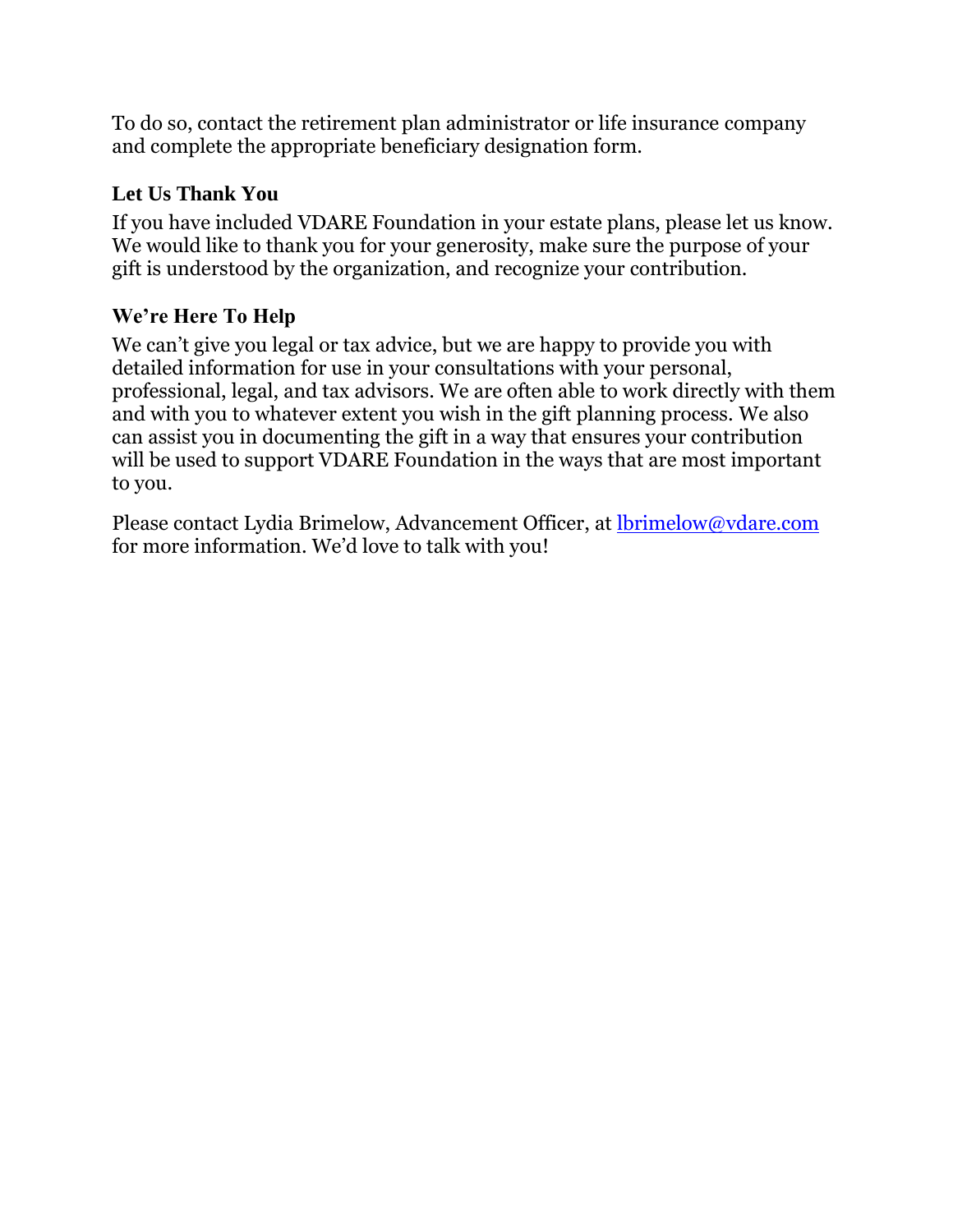To do so, contact the retirement plan administrator or life insurance company and complete the appropriate beneficiary designation form.

### Let Us Thank You

If you have included VDARE Foundation in your estate plans, please let us know. We would like to thank you for your generosity, make sure the purpose of your gift is understood by the organization, and recognize your contribution.

### We're Here To Help

We can't give you legal or tax advice, but we are happy to provide you with detailed information for use in your consultations with your personal, professional, legal, and tax advisors. We are often able to work directly with them and with you to whatever extent you wish in the gift planning process. We also can assist you in documenting the gift in a way that ensures your contribution will be used to support VDARE Foundation in the ways that are most important to you.

Please contact Lydia Brimelow, Advancement Officer, at [lbrimelow@vdare.com](mailto:lbrimelow@vdare.com) for more information. We'd love to talk with you!